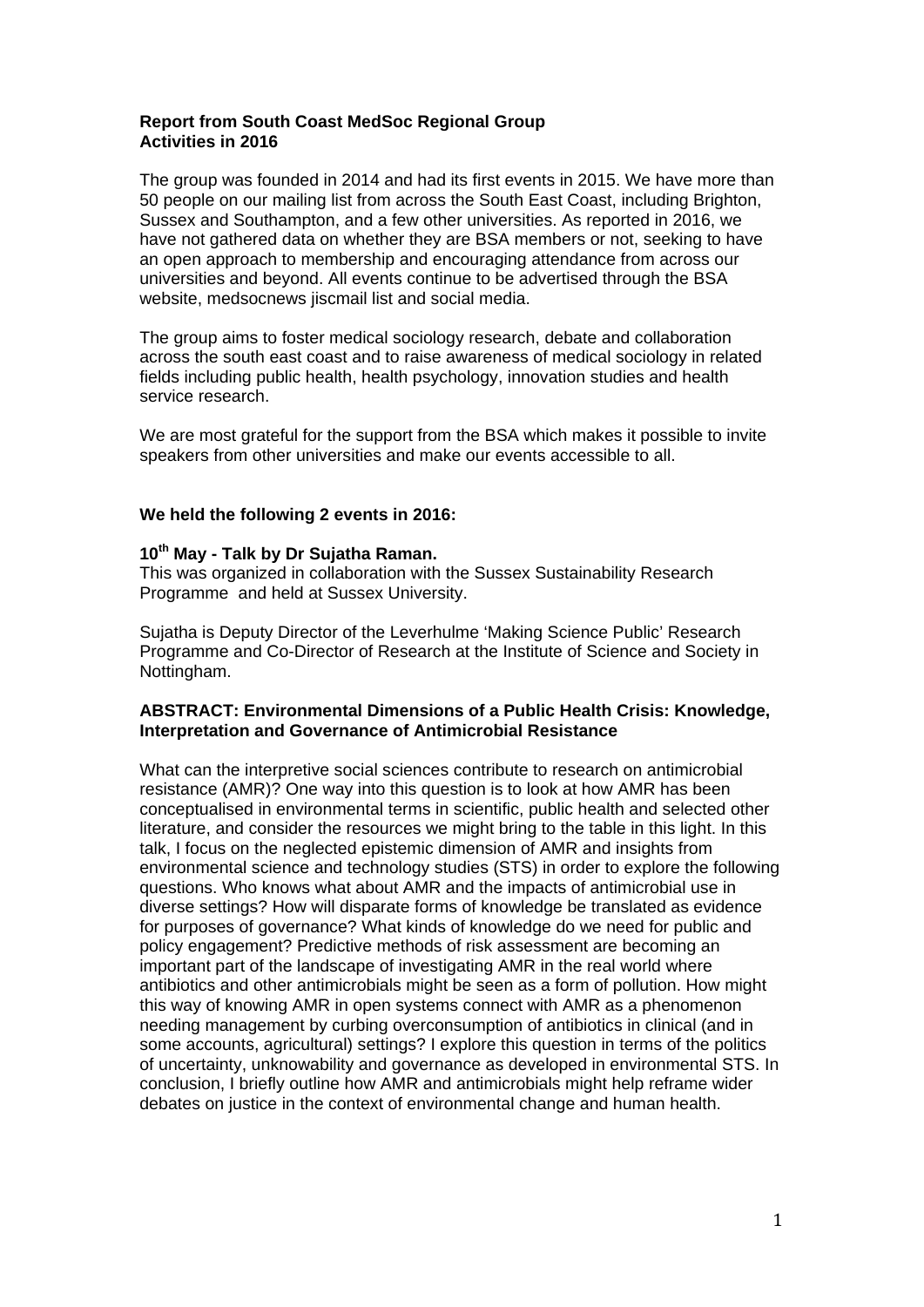**Report from South Coast MedSoc Regional Group**
**Activities in 2016**

The group was founded in 2014 and had its first events in 2015. We have more than 50 people on our mailing list from across the South East Coast, including Brighton, Sussex and Southampton, and a few other universities. As reported in 2016, we have not gathered data on whether they are BSA members or not, seeking to have an open approach to membership and encouraging attendance from across our universities and beyond. All events continue to be advertised through the BSA website, medsocnews jiscmail list and social media.

The group aims to foster medical sociology research, debate and collaboration across the south east coast and to raise awareness of medical sociology in related fields including public health, health psychology, innovation studies and health service research.

We are most grateful for the support from the BSA which makes it possible to invite speakers from other universities and make our events accessible to all.

**We held the following 2 events in 2016:**

**10th May - Talk by Dr Sujatha Raman.**
This was organized in collaboration with the Sussex Sustainability Research Programme and held at Sussex University.

Sujatha is Deputy Director of the Leverhulme 'Making Science Public' Research Programme and Co-Director of Research at the Institute of Science and Society in Nottingham.

**ABSTRACT: Environmental Dimensions of a Public Health Crisis: Knowledge, Interpretation and Governance of Antimicrobial Resistance**

What can the interpretive social sciences contribute to research on antimicrobial resistance (AMR)? One way into this question is to look at how AMR has been conceptualised in environmental terms in scientific, public health and selected other literature, and consider the resources we might bring to the table in this light. In this talk, I focus on the neglected epistemic dimension of AMR and insights from environmental science and technology studies (STS) in order to explore the following questions. Who knows what about AMR and the impacts of antimicrobial use in diverse settings? How will disparate forms of knowledge be translated as evidence for purposes of governance? What kinds of knowledge do we need for public and policy engagement? Predictive methods of risk assessment are becoming an important part of the landscape of investigating AMR in the real world where antibiotics and other antimicrobials might be seen as a form of pollution. How might this way of knowing AMR in open systems connect with AMR as a phenomenon needing management by curbing overconsumption of antibiotics in clinical (and in some accounts, agricultural) settings? I explore this question in terms of the politics of uncertainty, unknowability and governance as developed in environmental STS. In conclusion, I briefly outline how AMR and antimicrobials might help reframe wider debates on justice in the context of environmental change and human health.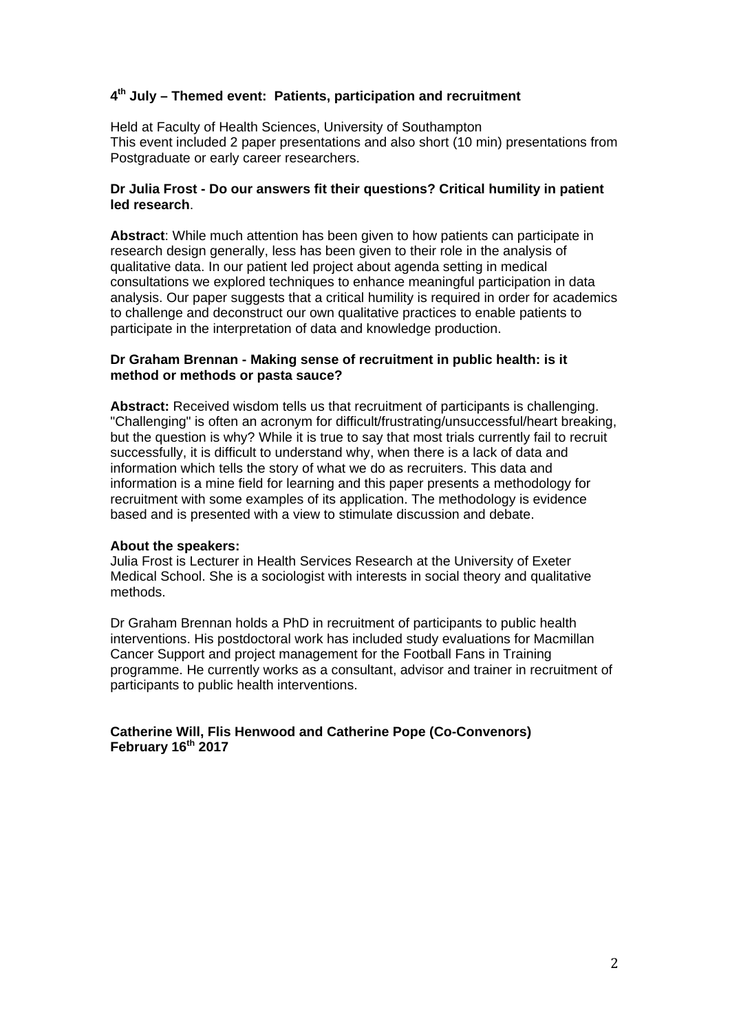### 4th July – Themed event: Patients, participation and recruitment

Held at Faculty of Health Sciences, University of Southampton
This event included 2 paper presentations and also short (10 min) presentations from Postgraduate or early career researchers.

**Dr Julia Frost - Do our answers fit their questions? Critical humility in patient led research**.

**Abstract**: While much attention has been given to how patients can participate in research design generally, less has been given to their role in the analysis of qualitative data. In our patient led project about agenda setting in medical consultations we explored techniques to enhance meaningful participation in data analysis. Our paper suggests that a critical humility is required in order for academics to challenge and deconstruct our own qualitative practices to enable patients to participate in the interpretation of data and knowledge production.

**Dr Graham Brennan - Making sense of recruitment in public health: is it method or methods or pasta sauce?**

**Abstract:** Received wisdom tells us that recruitment of participants is challenging. "Challenging" is often an acronym for difficult/frustrating/unsuccessful/heart breaking, but the question is why? While it is true to say that most trials currently fail to recruit successfully, it is difficult to understand why, when there is a lack of data and information which tells the story of what we do as recruiters. This data and information is a mine field for learning and this paper presents a methodology for recruitment with some examples of its application. The methodology is evidence based and is presented with a view to stimulate discussion and debate.

**About the speakers:**
Julia Frost is Lecturer in Health Services Research at the University of Exeter Medical School. She is a sociologist with interests in social theory and qualitative methods.

Dr Graham Brennan holds a PhD in recruitment of participants to public health interventions. His postdoctoral work has included study evaluations for Macmillan Cancer Support and project management for the Football Fans in Training programme. He currently works as a consultant, advisor and trainer in recruitment of participants to public health interventions.

**Catherine Will, Flis Henwood and Catherine Pope (Co-Convenors)**
**February 16th 2017**